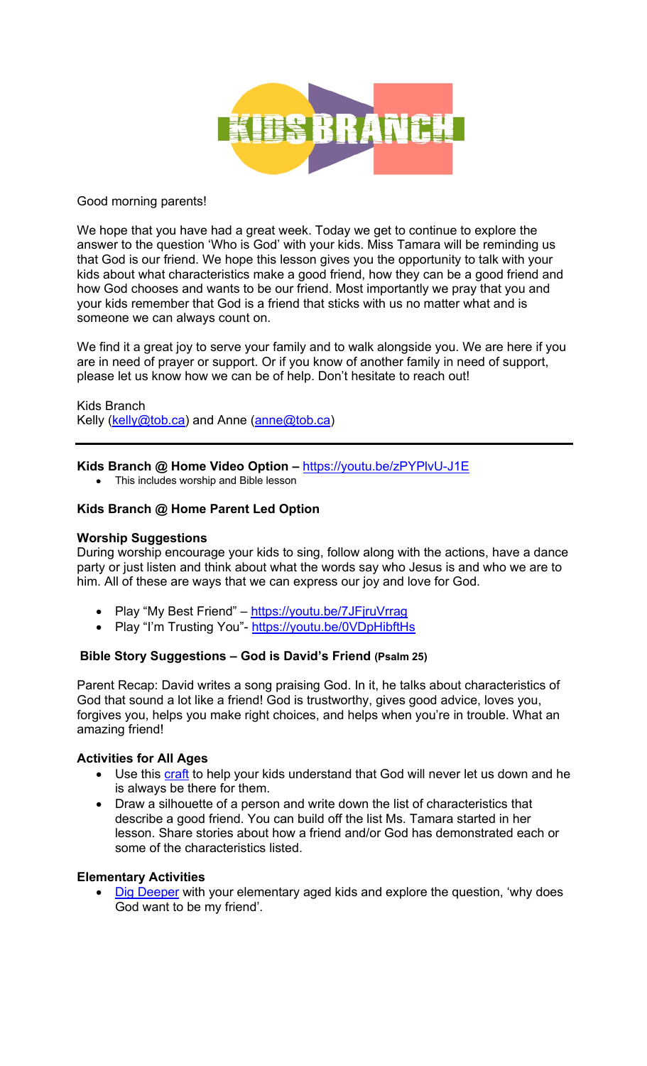# KIDS BRANCH

Good morning parents!

We hope that you have had a great week. Today we get to continue to explore the answer to the question 'Who is God' with your kids. Miss Tamara will be reminding us that God is our friend. We hope this lesson gives you the opportunity to talk with your kids about what characteristics make a good friend, how they can be a good friend and how God chooses and wants to be our friend. Most importantly we pray that you and your kids remember that God is a friend that sticks with us no matter what and is someone we can always count on.

We find it a great joy to serve your family and to walk alongside you. We are here if you are in need of prayer or support. Or if you know of another family in need of support, please let us know how we can be of help. Don't hesitate to reach out!

Kids Branch
Kelly (kelly@tob.ca) and Anne (anne@tob.ca)

---

**Kids Branch @ Home Video Option –** https://youtu.be/zPYPlvU-J1E

- This includes worship and Bible lesson

**Kids Branch @ Home Parent Led Option**

**Worship Suggestions**
During worship encourage your kids to sing, follow along with the actions, have a dance party or just listen and think about what the words say who Jesus is and who we are to him. All of these are ways that we can express our joy and love for God.

- Play "My Best Friend" – https://youtu.be/7JFjruVrrag
- Play "I'm Trusting You"- https://youtu.be/0VDpHibftHs

**Bible Story Suggestions – God is David's Friend (Psalm 25)**

Parent Recap: David writes a song praising God. In it, he talks about characteristics of God that sound a lot like a friend! God is trustworthy, gives good advice, loves you, forgives you, helps you make right choices, and helps when you're in trouble. What an amazing friend!

**Activities for All Ages**

- Use this craft to help your kids understand that God will never let us down and he is always be there for them.
- Draw a silhouette of a person and write down the list of characteristics that describe a good friend. You can build off the list Ms. Tamara started in her lesson. Share stories about how a friend and/or God has demonstrated each or some of the characteristics listed.

**Elementary Activities**

- Dig Deeper with your elementary aged kids and explore the question, 'why does God want to be my friend'.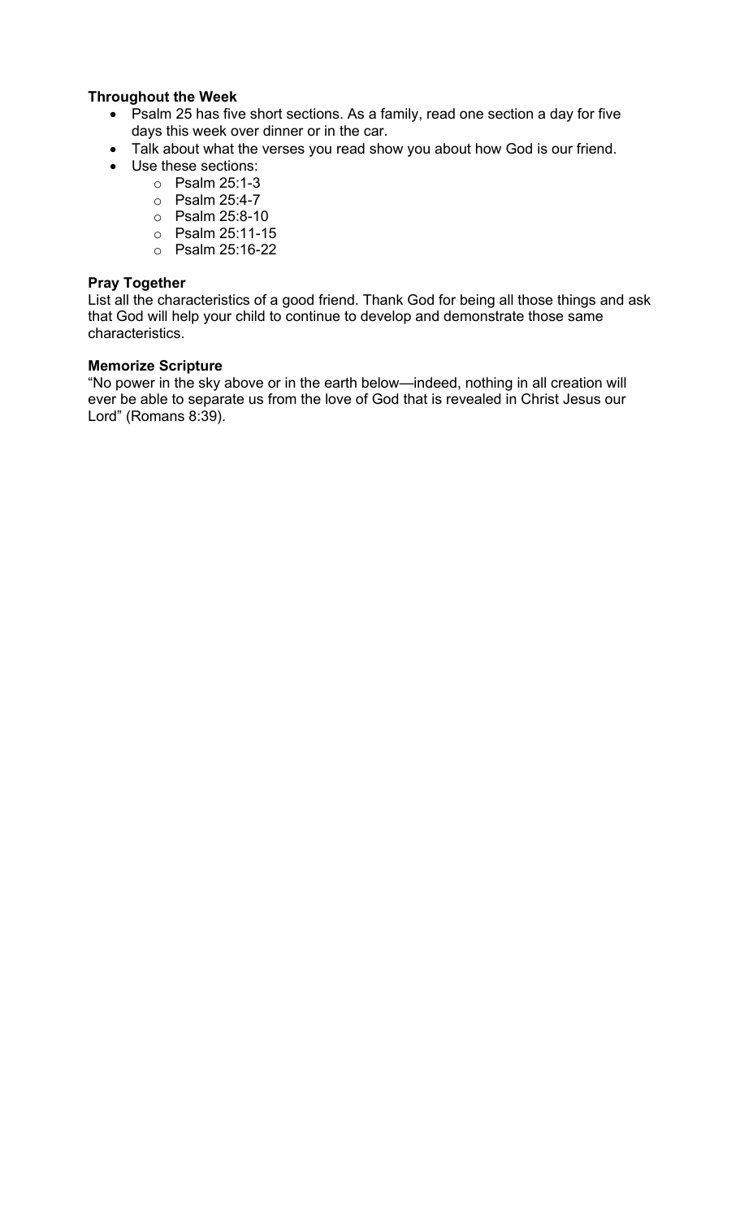**Throughout the Week**

- Psalm 25 has five short sections. As a family, read one section a day for five days this week over dinner or in the car.
- Talk about what the verses you read show you about how God is our friend.
- Use these sections:
  - Psalm 25:1-3
  - Psalm 25:4-7
  - Psalm 25:8-10
  - Psalm 25:11-15
  - Psalm 25:16-22

**Pray Together**

List all the characteristics of a good friend. Thank God for being all those things and ask that God will help your child to continue to develop and demonstrate those same characteristics.

**Memorize Scripture**

"No power in the sky above or in the earth below—indeed, nothing in all creation will ever be able to separate us from the love of God that is revealed in Christ Jesus our Lord" (Romans 8:39).